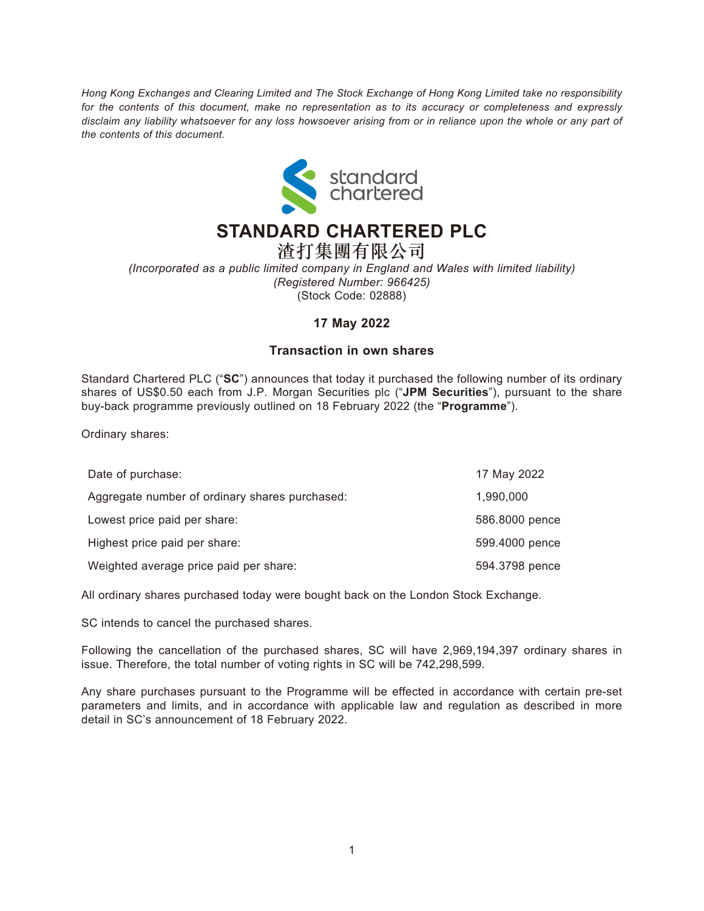*Hong Kong Exchanges and Clearing Limited and The Stock Exchange of Hong Kong Limited take no responsibility for the contents of this document, make no representation as to its accuracy or completeness and expressly disclaim any liability whatsoever for any loss howsoever arising from or in reliance upon the whole or any part of the contents of this document.*

# STANDARD CHARTERED PLC

# 渣打集團有限公司

*(Incorporated as a public limited company in England and Wales with limited liability)*
*(Registered Number: 966425)*
(Stock Code: 02888)

**17 May 2022**

## Transaction in own shares

Standard Chartered PLC ("**SC**") announces that today it purchased the following number of its ordinary shares of US$0.50 each from J.P. Morgan Securities plc ("**JPM Securities**"), pursuant to the share buy-back programme previously outlined on 18 February 2022 (the "**Programme**").

Ordinary shares:

| | |
|---|---|
| Date of purchase: | 17 May 2022 |
| Aggregate number of ordinary shares purchased: | 1,990,000 |
| Lowest price paid per share: | 586.8000 pence |
| Highest price paid per share: | 599.4000 pence |
| Weighted average price paid per share: | 594.3798 pence |

All ordinary shares purchased today were bought back on the London Stock Exchange.

SC intends to cancel the purchased shares.

Following the cancellation of the purchased shares, SC will have 2,969,194,397 ordinary shares in issue. Therefore, the total number of voting rights in SC will be 742,298,599.

Any share purchases pursuant to the Programme will be effected in accordance with certain pre-set parameters and limits, and in accordance with applicable law and regulation as described in more detail in SC's announcement of 18 February 2022.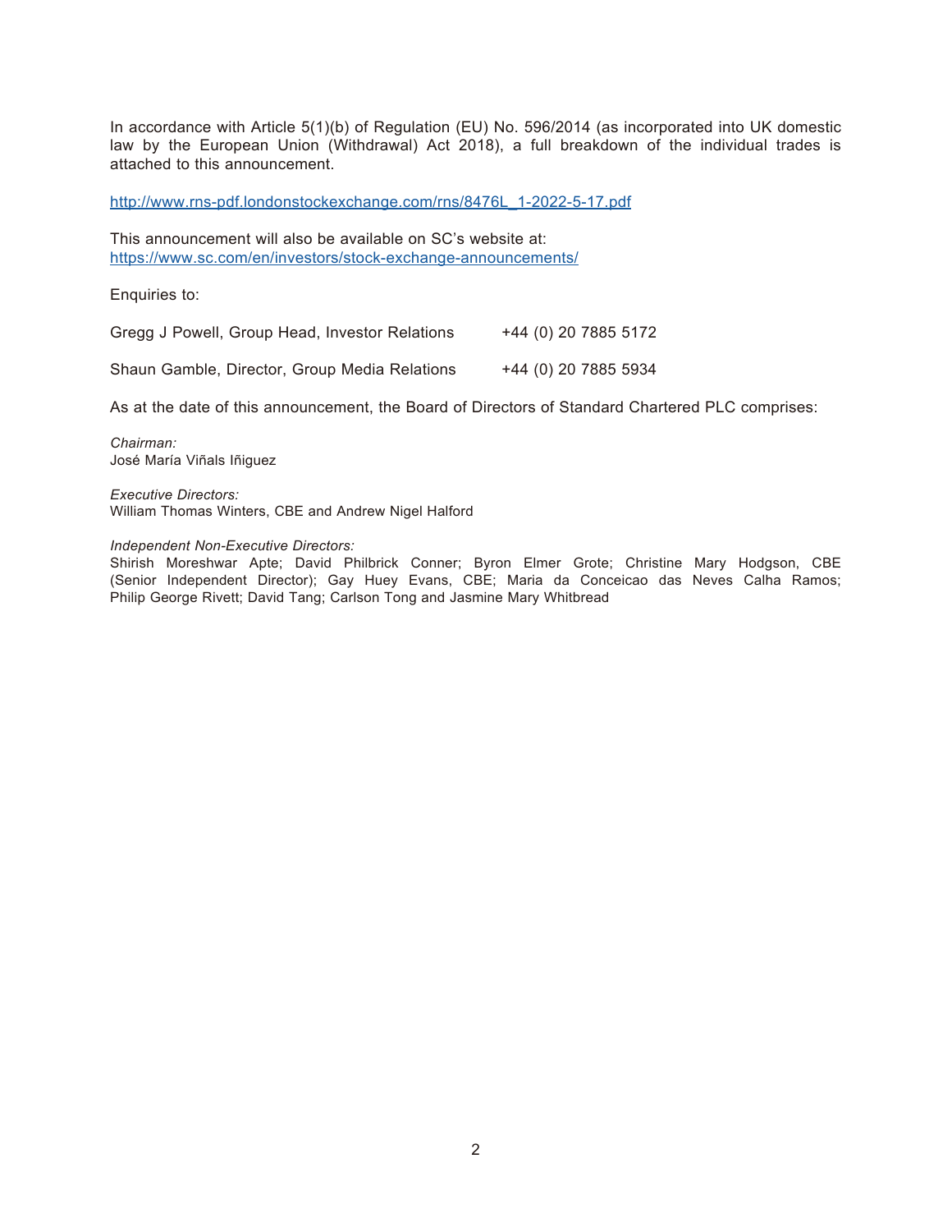In accordance with Article 5(1)(b) of Regulation (EU) No. 596/2014 (as incorporated into UK domestic law by the European Union (Withdrawal) Act 2018), a full breakdown of the individual trades is attached to this announcement.

http://www.rns-pdf.londonstockexchange.com/rns/8476L_1-2022-5-17.pdf

This announcement will also be available on SC's website at:
https://www.sc.com/en/investors/stock-exchange-announcements/

Enquiries to:

| | |
|---|---|
| Gregg J Powell, Group Head, Investor Relations | +44 (0) 20 7885 5172 |
| Shaun Gamble, Director, Group Media Relations | +44 (0) 20 7885 5934 |

As at the date of this announcement, the Board of Directors of Standard Chartered PLC comprises:

*Chairman:*
José María Viñals Iñiguez

*Executive Directors:*
William Thomas Winters, CBE and Andrew Nigel Halford

*Independent Non-Executive Directors:*
Shirish Moreshwar Apte; David Philbrick Conner; Byron Elmer Grote; Christine Mary Hodgson, CBE (Senior Independent Director); Gay Huey Evans, CBE; Maria da Conceicao das Neves Calha Ramos; Philip George Rivett; David Tang; Carlson Tong and Jasmine Mary Whitbread